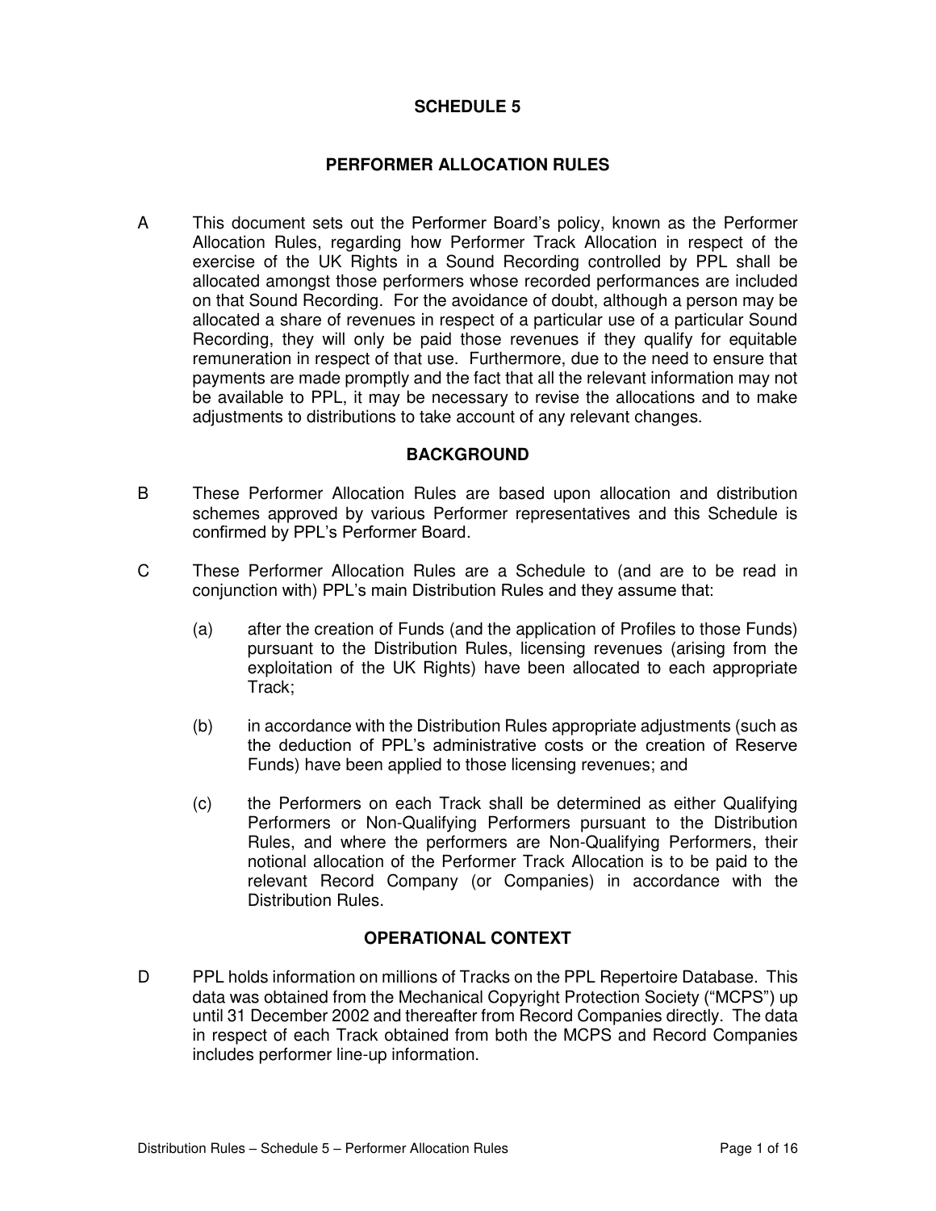# SCHEDULE 5

## PERFORMER ALLOCATION RULES

A This document sets out the Performer Board's policy, known as the Performer Allocation Rules, regarding how Performer Track Allocation in respect of the exercise of the UK Rights in a Sound Recording controlled by PPL shall be allocated amongst those performers whose recorded performances are included on that Sound Recording. For the avoidance of doubt, although a person may be allocated a share of revenues in respect of a particular use of a particular Sound Recording, they will only be paid those revenues if they qualify for equitable remuneration in respect of that use. Furthermore, due to the need to ensure that payments are made promptly and the fact that all the relevant information may not be available to PPL, it may be necessary to revise the allocations and to make adjustments to distributions to take account of any relevant changes.

### BACKGROUND

B These Performer Allocation Rules are based upon allocation and distribution schemes approved by various Performer representatives and this Schedule is confirmed by PPL's Performer Board.

C These Performer Allocation Rules are a Schedule to (and are to be read in conjunction with) PPL's main Distribution Rules and they assume that:

(a) after the creation of Funds (and the application of Profiles to those Funds) pursuant to the Distribution Rules, licensing revenues (arising from the exploitation of the UK Rights) have been allocated to each appropriate Track;

(b) in accordance with the Distribution Rules appropriate adjustments (such as the deduction of PPL's administrative costs or the creation of Reserve Funds) have been applied to those licensing revenues; and

(c) the Performers on each Track shall be determined as either Qualifying Performers or Non-Qualifying Performers pursuant to the Distribution Rules, and where the performers are Non-Qualifying Performers, their notional allocation of the Performer Track Allocation is to be paid to the relevant Record Company (or Companies) in accordance with the Distribution Rules.

### OPERATIONAL CONTEXT

D PPL holds information on millions of Tracks on the PPL Repertoire Database. This data was obtained from the Mechanical Copyright Protection Society ("MCPS") up until 31 December 2002 and thereafter from Record Companies directly. The data in respect of each Track obtained from both the MCPS and Record Companies includes performer line-up information.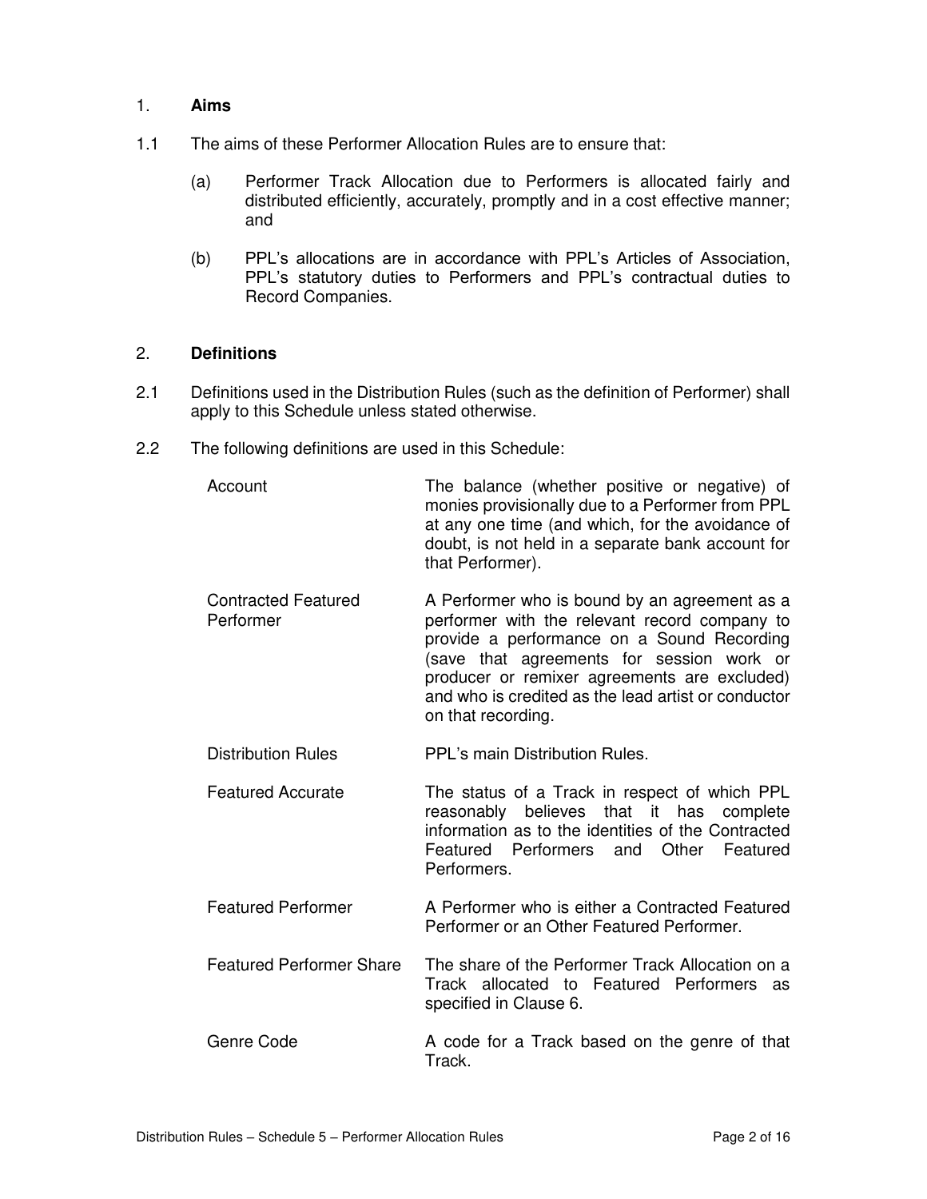## 1. **Aims**

1.1 The aims of these Performer Allocation Rules are to ensure that:

(a) Performer Track Allocation due to Performers is allocated fairly and distributed efficiently, accurately, promptly and in a cost effective manner; and

(b) PPL's allocations are in accordance with PPL's Articles of Association, PPL's statutory duties to Performers and PPL's contractual duties to Record Companies.

## 2. **Definitions**

2.1 Definitions used in the Distribution Rules (such as the definition of Performer) shall apply to this Schedule unless stated otherwise.

2.2 The following definitions are used in this Schedule:

| Term | Definition |
| --- | --- |
| Account | The balance (whether positive or negative) of monies provisionally due to a Performer from PPL at any one time (and which, for the avoidance of doubt, is not held in a separate bank account for that Performer). |
| Contracted Featured Performer | A Performer who is bound by an agreement as a performer with the relevant record company to provide a performance on a Sound Recording (save that agreements for session work or producer or remixer agreements are excluded) and who is credited as the lead artist or conductor on that recording. |
| Distribution Rules | PPL's main Distribution Rules. |
| Featured Accurate | The status of a Track in respect of which PPL reasonably believes that it has complete information as to the identities of the Contracted Featured Performers and Other Featured Performers. |
| Featured Performer | A Performer who is either a Contracted Featured Performer or an Other Featured Performer. |
| Featured Performer Share | The share of the Performer Track Allocation on a Track allocated to Featured Performers as specified in Clause 6. |
| Genre Code | A code for a Track based on the genre of that Track. |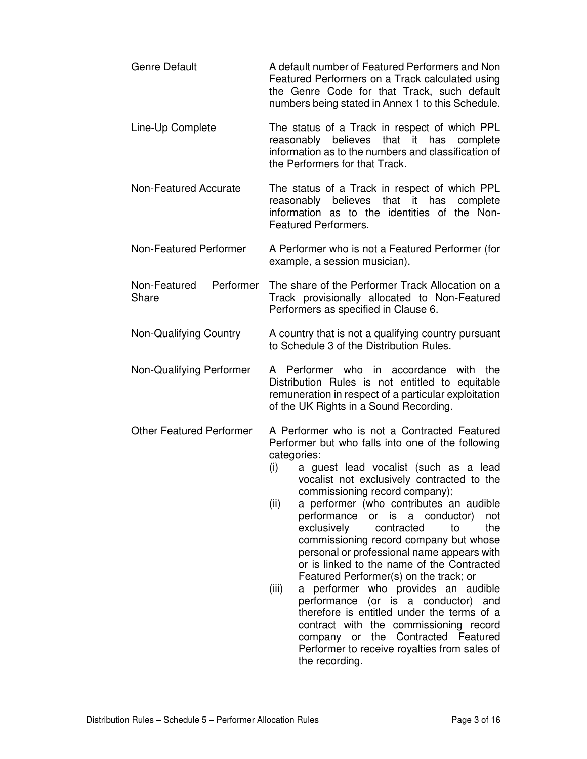| | |
|---|---|
| Genre Default | A default number of Featured Performers and Non Featured Performers on a Track calculated using the Genre Code for that Track, such default numbers being stated in Annex 1 to this Schedule. |
| Line-Up Complete | The status of a Track in respect of which PPL reasonably believes that it has complete information as to the numbers and classification of the Performers for that Track. |
| Non-Featured Accurate | The status of a Track in respect of which PPL reasonably believes that it has complete information as to the identities of the Non-Featured Performers. |
| Non-Featured Performer | A Performer who is not a Featured Performer (for example, a session musician). |
| Non-Featured Performer Share | The share of the Performer Track Allocation on a Track provisionally allocated to Non-Featured Performers as specified in Clause 6. |
| Non-Qualifying Country | A country that is not a qualifying country pursuant to Schedule 3 of the Distribution Rules. |
| Non-Qualifying Performer | A Performer who in accordance with the Distribution Rules is not entitled to equitable remuneration in respect of a particular exploitation of the UK Rights in a Sound Recording. |
| Other Featured Performer | A Performer who is not a Contracted Featured Performer but who falls into one of the following categories:<br>(i) a guest lead vocalist (such as a lead vocalist not exclusively contracted to the commissioning record company);<br>(ii) a performer (who contributes an audible performance or is a conductor) not exclusively contracted to the commissioning record company but whose personal or professional name appears with or is linked to the name of the Contracted Featured Performer(s) on the track; or<br>(iii) a performer who provides an audible performance (or is a conductor) and therefore is entitled under the terms of a contract with the commissioning record company or the Contracted Featured Performer to receive royalties from sales of the recording. |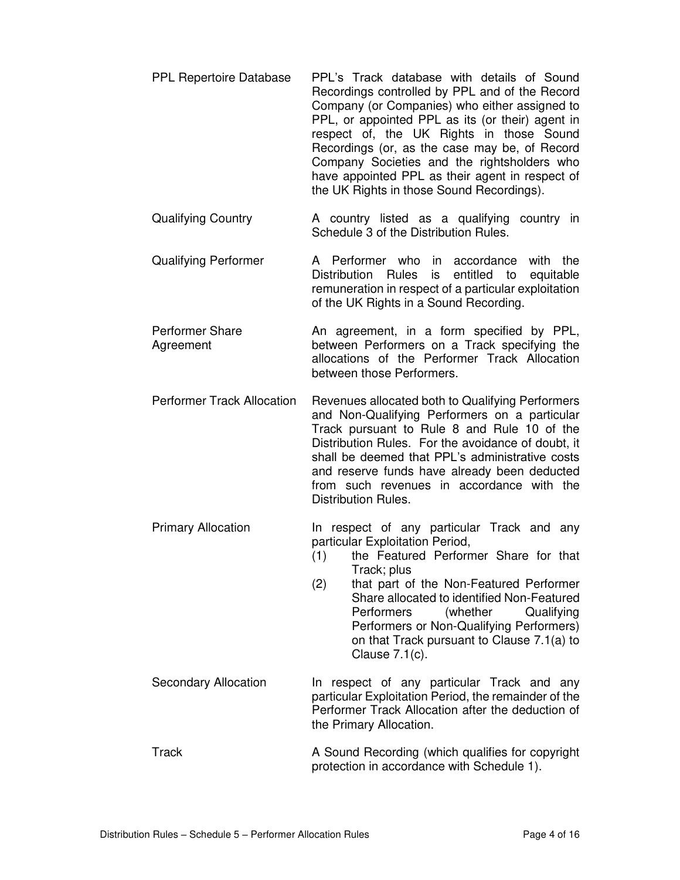| | |
|---|---|
| PPL Repertoire Database | PPL's Track database with details of Sound Recordings controlled by PPL and of the Record Company (or Companies) who either assigned to PPL, or appointed PPL as its (or their) agent in respect of, the UK Rights in those Sound Recordings (or, as the case may be, of Record Company Societies and the rightsholders who have appointed PPL as their agent in respect of the UK Rights in those Sound Recordings). |
| Qualifying Country | A country listed as a qualifying country in Schedule 3 of the Distribution Rules. |
| Qualifying Performer | A Performer who in accordance with the Distribution Rules is entitled to equitable remuneration in respect of a particular exploitation of the UK Rights in a Sound Recording. |
| Performer Share Agreement | An agreement, in a form specified by PPL, between Performers on a Track specifying the allocations of the Performer Track Allocation between those Performers. |
| Performer Track Allocation | Revenues allocated both to Qualifying Performers and Non-Qualifying Performers on a particular Track pursuant to Rule 8 and Rule 10 of the Distribution Rules. For the avoidance of doubt, it shall be deemed that PPL's administrative costs and reserve funds have already been deducted from such revenues in accordance with the Distribution Rules. |
| Primary Allocation | In respect of any particular Track and any particular Exploitation Period,<br>(1) the Featured Performer Share for that Track; plus<br>(2) that part of the Non-Featured Performer Share allocated to identified Non-Featured Performers (whether Qualifying Performers or Non-Qualifying Performers) on that Track pursuant to Clause 7.1(a) to Clause 7.1(c). |
| Secondary Allocation | In respect of any particular Track and any particular Exploitation Period, the remainder of the Performer Track Allocation after the deduction of the Primary Allocation. |
| Track | A Sound Recording (which qualifies for copyright protection in accordance with Schedule 1). |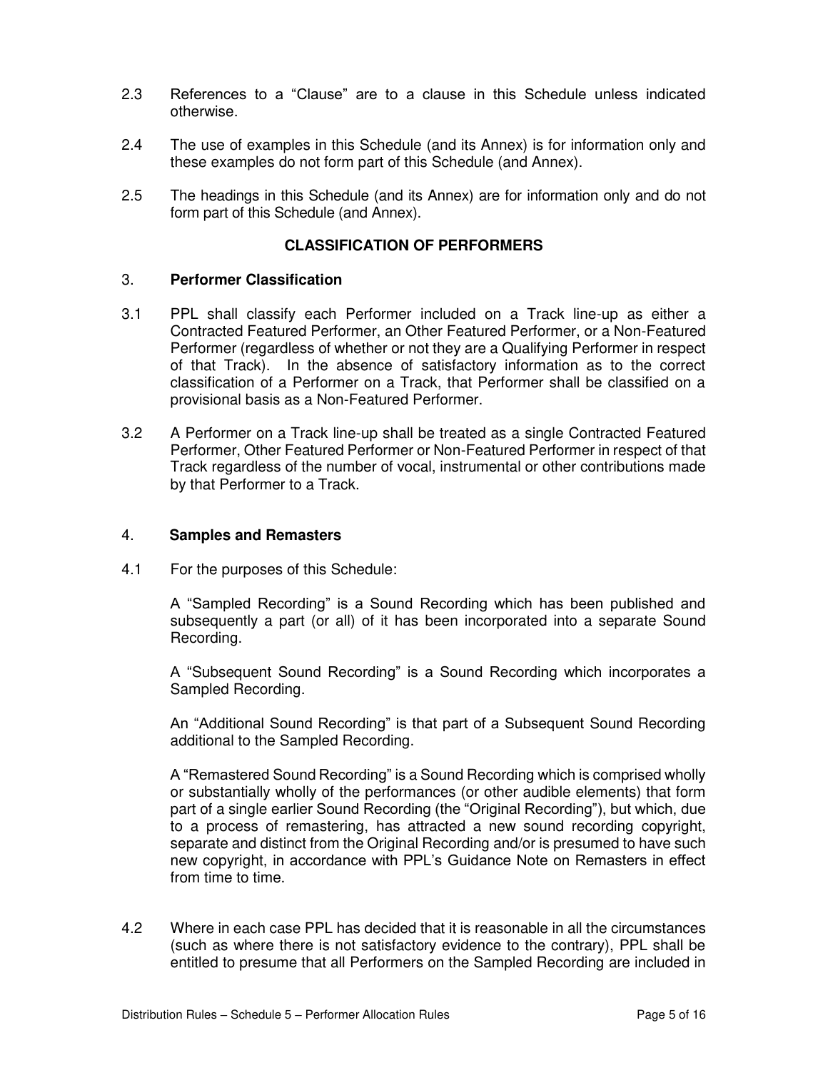2.3 References to a "Clause" are to a clause in this Schedule unless indicated otherwise.

2.4 The use of examples in this Schedule (and its Annex) is for information only and these examples do not form part of this Schedule (and Annex).

2.5 The headings in this Schedule (and its Annex) are for information only and do not form part of this Schedule (and Annex).

## CLASSIFICATION OF PERFORMERS

### 3. Performer Classification

3.1 PPL shall classify each Performer included on a Track line-up as either a Contracted Featured Performer, an Other Featured Performer, or a Non-Featured Performer (regardless of whether or not they are a Qualifying Performer in respect of that Track). In the absence of satisfactory information as to the correct classification of a Performer on a Track, that Performer shall be classified on a provisional basis as a Non-Featured Performer.

3.2 A Performer on a Track line-up shall be treated as a single Contracted Featured Performer, Other Featured Performer or Non-Featured Performer in respect of that Track regardless of the number of vocal, instrumental or other contributions made by that Performer to a Track.

### 4. Samples and Remasters

4.1 For the purposes of this Schedule:

A "Sampled Recording" is a Sound Recording which has been published and subsequently a part (or all) of it has been incorporated into a separate Sound Recording.

A "Subsequent Sound Recording" is a Sound Recording which incorporates a Sampled Recording.

An "Additional Sound Recording" is that part of a Subsequent Sound Recording additional to the Sampled Recording.

A "Remastered Sound Recording" is a Sound Recording which is comprised wholly or substantially wholly of the performances (or other audible elements) that form part of a single earlier Sound Recording (the "Original Recording"), but which, due to a process of remastering, has attracted a new sound recording copyright, separate and distinct from the Original Recording and/or is presumed to have such new copyright, in accordance with PPL's Guidance Note on Remasters in effect from time to time.

4.2 Where in each case PPL has decided that it is reasonable in all the circumstances (such as where there is not satisfactory evidence to the contrary), PPL shall be entitled to presume that all Performers on the Sampled Recording are included in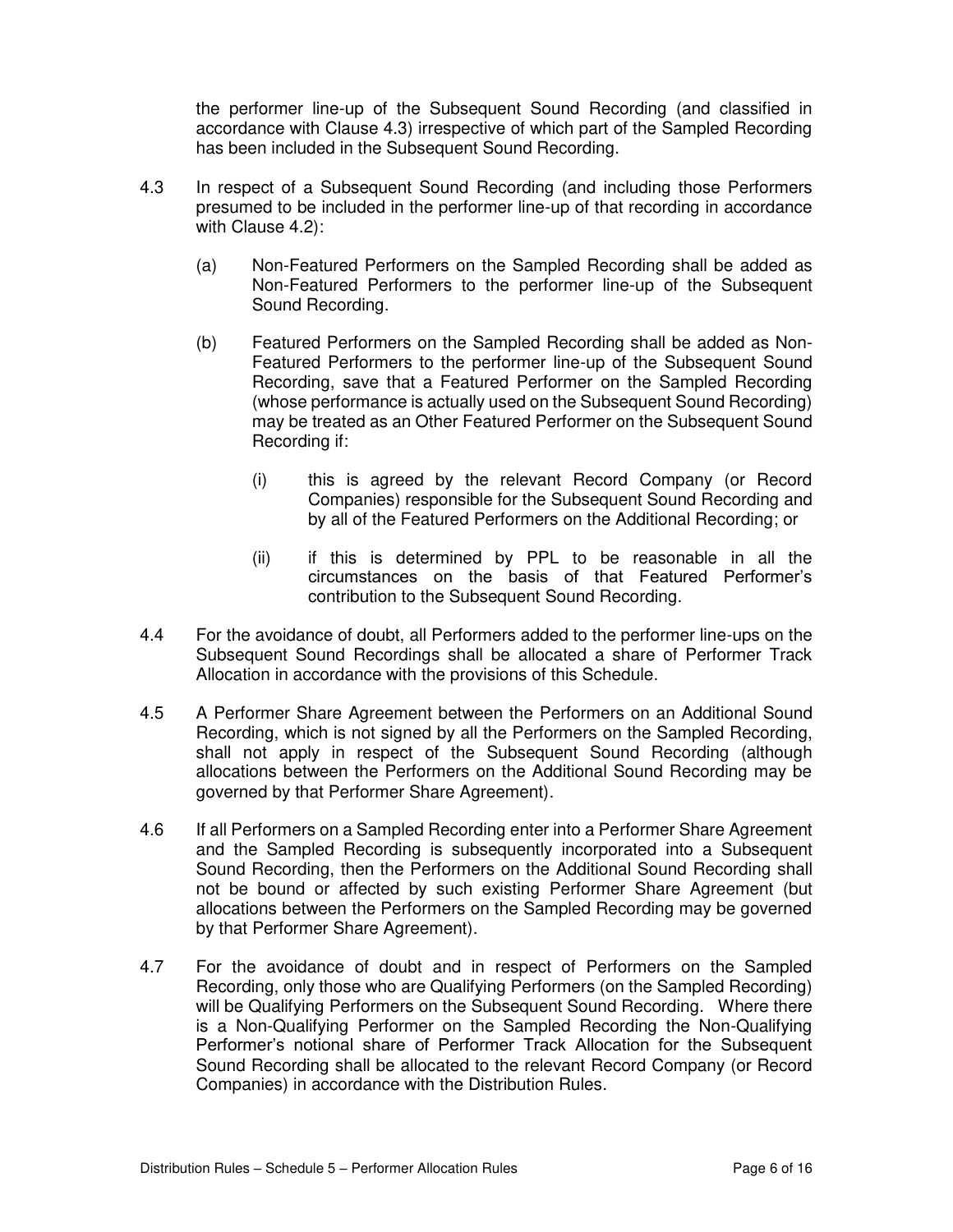the performer line-up of the Subsequent Sound Recording (and classified in accordance with Clause 4.3) irrespective of which part of the Sampled Recording has been included in the Subsequent Sound Recording.

4.3 In respect of a Subsequent Sound Recording (and including those Performers presumed to be included in the performer line-up of that recording in accordance with Clause 4.2):

(a) Non-Featured Performers on the Sampled Recording shall be added as Non-Featured Performers to the performer line-up of the Subsequent Sound Recording.

(b) Featured Performers on the Sampled Recording shall be added as Non-Featured Performers to the performer line-up of the Subsequent Sound Recording, save that a Featured Performer on the Sampled Recording (whose performance is actually used on the Subsequent Sound Recording) may be treated as an Other Featured Performer on the Subsequent Sound Recording if:

(i) this is agreed by the relevant Record Company (or Record Companies) responsible for the Subsequent Sound Recording and by all of the Featured Performers on the Additional Recording; or

(ii) if this is determined by PPL to be reasonable in all the circumstances on the basis of that Featured Performer's contribution to the Subsequent Sound Recording.

4.4 For the avoidance of doubt, all Performers added to the performer line-ups on the Subsequent Sound Recordings shall be allocated a share of Performer Track Allocation in accordance with the provisions of this Schedule.

4.5 A Performer Share Agreement between the Performers on an Additional Sound Recording, which is not signed by all the Performers on the Sampled Recording, shall not apply in respect of the Subsequent Sound Recording (although allocations between the Performers on the Additional Sound Recording may be governed by that Performer Share Agreement).

4.6 If all Performers on a Sampled Recording enter into a Performer Share Agreement and the Sampled Recording is subsequently incorporated into a Subsequent Sound Recording, then the Performers on the Additional Sound Recording shall not be bound or affected by such existing Performer Share Agreement (but allocations between the Performers on the Sampled Recording may be governed by that Performer Share Agreement).

4.7 For the avoidance of doubt and in respect of Performers on the Sampled Recording, only those who are Qualifying Performers (on the Sampled Recording) will be Qualifying Performers on the Subsequent Sound Recording. Where there is a Non-Qualifying Performer on the Sampled Recording the Non-Qualifying Performer's notional share of Performer Track Allocation for the Subsequent Sound Recording shall be allocated to the relevant Record Company (or Record Companies) in accordance with the Distribution Rules.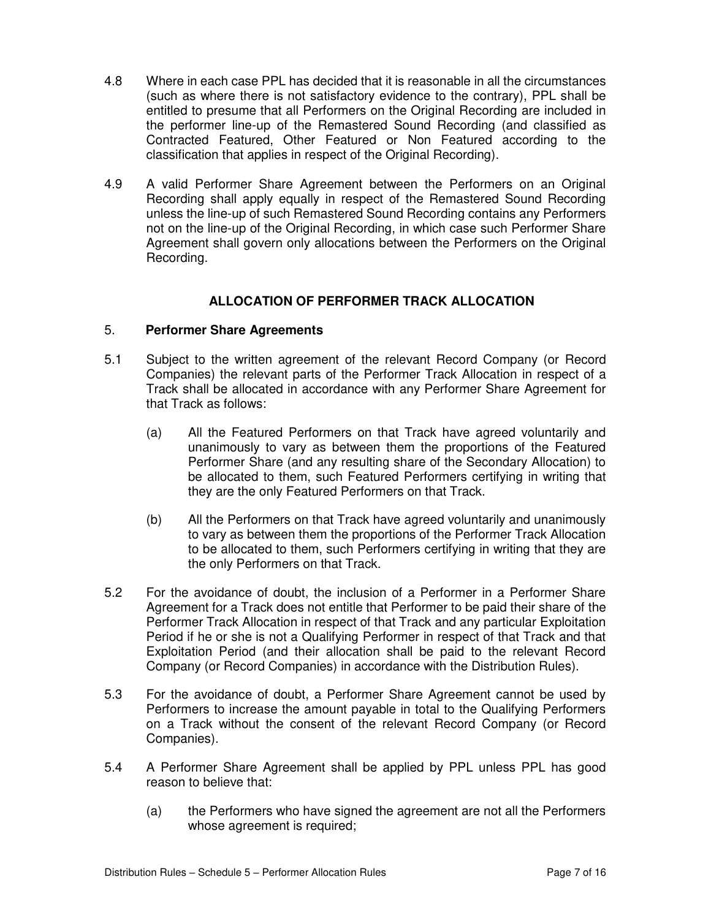4.8 Where in each case PPL has decided that it is reasonable in all the circumstances (such as where there is not satisfactory evidence to the contrary), PPL shall be entitled to presume that all Performers on the Original Recording are included in the performer line-up of the Remastered Sound Recording (and classified as Contracted Featured, Other Featured or Non Featured according to the classification that applies in respect of the Original Recording).

4.9 A valid Performer Share Agreement between the Performers on an Original Recording shall apply equally in respect of the Remastered Sound Recording unless the line-up of such Remastered Sound Recording contains any Performers not on the line-up of the Original Recording, in which case such Performer Share Agreement shall govern only allocations between the Performers on the Original Recording.

## ALLOCATION OF PERFORMER TRACK ALLOCATION

### 5. Performer Share Agreements

5.1 Subject to the written agreement of the relevant Record Company (or Record Companies) the relevant parts of the Performer Track Allocation in respect of a Track shall be allocated in accordance with any Performer Share Agreement for that Track as follows:

(a) All the Featured Performers on that Track have agreed voluntarily and unanimously to vary as between them the proportions of the Featured Performer Share (and any resulting share of the Secondary Allocation) to be allocated to them, such Featured Performers certifying in writing that they are the only Featured Performers on that Track.

(b) All the Performers on that Track have agreed voluntarily and unanimously to vary as between them the proportions of the Performer Track Allocation to be allocated to them, such Performers certifying in writing that they are the only Performers on that Track.

5.2 For the avoidance of doubt, the inclusion of a Performer in a Performer Share Agreement for a Track does not entitle that Performer to be paid their share of the Performer Track Allocation in respect of that Track and any particular Exploitation Period if he or she is not a Qualifying Performer in respect of that Track and that Exploitation Period (and their allocation shall be paid to the relevant Record Company (or Record Companies) in accordance with the Distribution Rules).

5.3 For the avoidance of doubt, a Performer Share Agreement cannot be used by Performers to increase the amount payable in total to the Qualifying Performers on a Track without the consent of the relevant Record Company (or Record Companies).

5.4 A Performer Share Agreement shall be applied by PPL unless PPL has good reason to believe that:

(a) the Performers who have signed the agreement are not all the Performers whose agreement is required;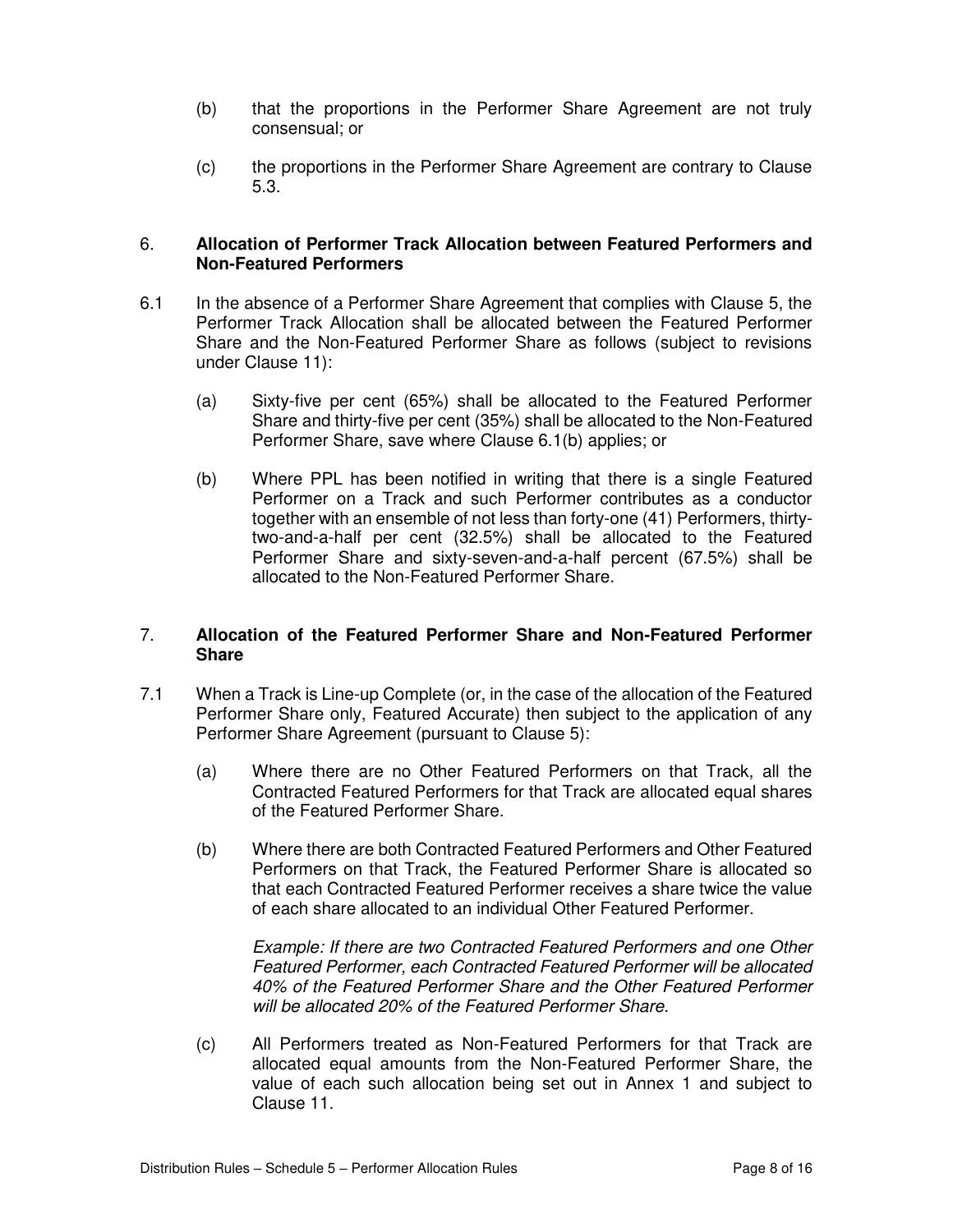(b) that the proportions in the Performer Share Agreement are not truly consensual; or

(c) the proportions in the Performer Share Agreement are contrary to Clause 5.3.

## 6. Allocation of Performer Track Allocation between Featured Performers and Non-Featured Performers

6.1 In the absence of a Performer Share Agreement that complies with Clause 5, the Performer Track Allocation shall be allocated between the Featured Performer Share and the Non-Featured Performer Share as follows (subject to revisions under Clause 11):

(a) Sixty-five per cent (65%) shall be allocated to the Featured Performer Share and thirty-five per cent (35%) shall be allocated to the Non-Featured Performer Share, save where Clause 6.1(b) applies; or

(b) Where PPL has been notified in writing that there is a single Featured Performer on a Track and such Performer contributes as a conductor together with an ensemble of not less than forty-one (41) Performers, thirty-two-and-a-half per cent (32.5%) shall be allocated to the Featured Performer Share and sixty-seven-and-a-half percent (67.5%) shall be allocated to the Non-Featured Performer Share.

## 7. Allocation of the Featured Performer Share and Non-Featured Performer Share

7.1 When a Track is Line-up Complete (or, in the case of the allocation of the Featured Performer Share only, Featured Accurate) then subject to the application of any Performer Share Agreement (pursuant to Clause 5):

(a) Where there are no Other Featured Performers on that Track, all the Contracted Featured Performers for that Track are allocated equal shares of the Featured Performer Share.

(b) Where there are both Contracted Featured Performers and Other Featured Performers on that Track, the Featured Performer Share is allocated so that each Contracted Featured Performer receives a share twice the value of each share allocated to an individual Other Featured Performer.

*Example: If there are two Contracted Featured Performers and one Other Featured Performer, each Contracted Featured Performer will be allocated 40% of the Featured Performer Share and the Other Featured Performer will be allocated 20% of the Featured Performer Share.*

(c) All Performers treated as Non-Featured Performers for that Track are allocated equal amounts from the Non-Featured Performer Share, the value of each such allocation being set out in Annex 1 and subject to Clause 11.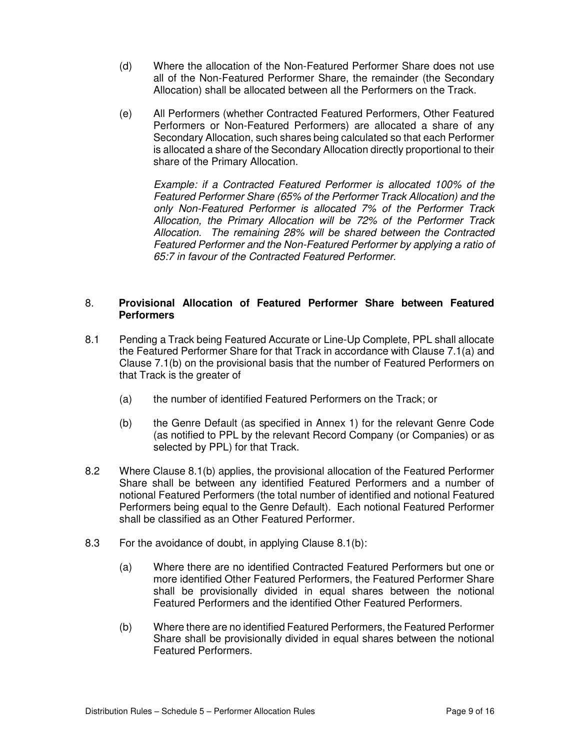(d) Where the allocation of the Non-Featured Performer Share does not use all of the Non-Featured Performer Share, the remainder (the Secondary Allocation) shall be allocated between all the Performers on the Track.

(e) All Performers (whether Contracted Featured Performers, Other Featured Performers or Non-Featured Performers) are allocated a share of any Secondary Allocation, such shares being calculated so that each Performer is allocated a share of the Secondary Allocation directly proportional to their share of the Primary Allocation.

*Example: if a Contracted Featured Performer is allocated 100% of the Featured Performer Share (65% of the Performer Track Allocation) and the only Non-Featured Performer is allocated 7% of the Performer Track Allocation, the Primary Allocation will be 72% of the Performer Track Allocation. The remaining 28% will be shared between the Contracted Featured Performer and the Non-Featured Performer by applying a ratio of 65:7 in favour of the Contracted Featured Performer.*

## 8. Provisional Allocation of Featured Performer Share between Featured Performers

8.1 Pending a Track being Featured Accurate or Line-Up Complete, PPL shall allocate the Featured Performer Share for that Track in accordance with Clause 7.1(a) and Clause 7.1(b) on the provisional basis that the number of Featured Performers on that Track is the greater of

(a) the number of identified Featured Performers on the Track; or

(b) the Genre Default (as specified in Annex 1) for the relevant Genre Code (as notified to PPL by the relevant Record Company (or Companies) or as selected by PPL) for that Track.

8.2 Where Clause 8.1(b) applies, the provisional allocation of the Featured Performer Share shall be between any identified Featured Performers and a number of notional Featured Performers (the total number of identified and notional Featured Performers being equal to the Genre Default). Each notional Featured Performer shall be classified as an Other Featured Performer.

8.3 For the avoidance of doubt, in applying Clause 8.1(b):

(a) Where there are no identified Contracted Featured Performers but one or more identified Other Featured Performers, the Featured Performer Share shall be provisionally divided in equal shares between the notional Featured Performers and the identified Other Featured Performers.

(b) Where there are no identified Featured Performers, the Featured Performer Share shall be provisionally divided in equal shares between the notional Featured Performers.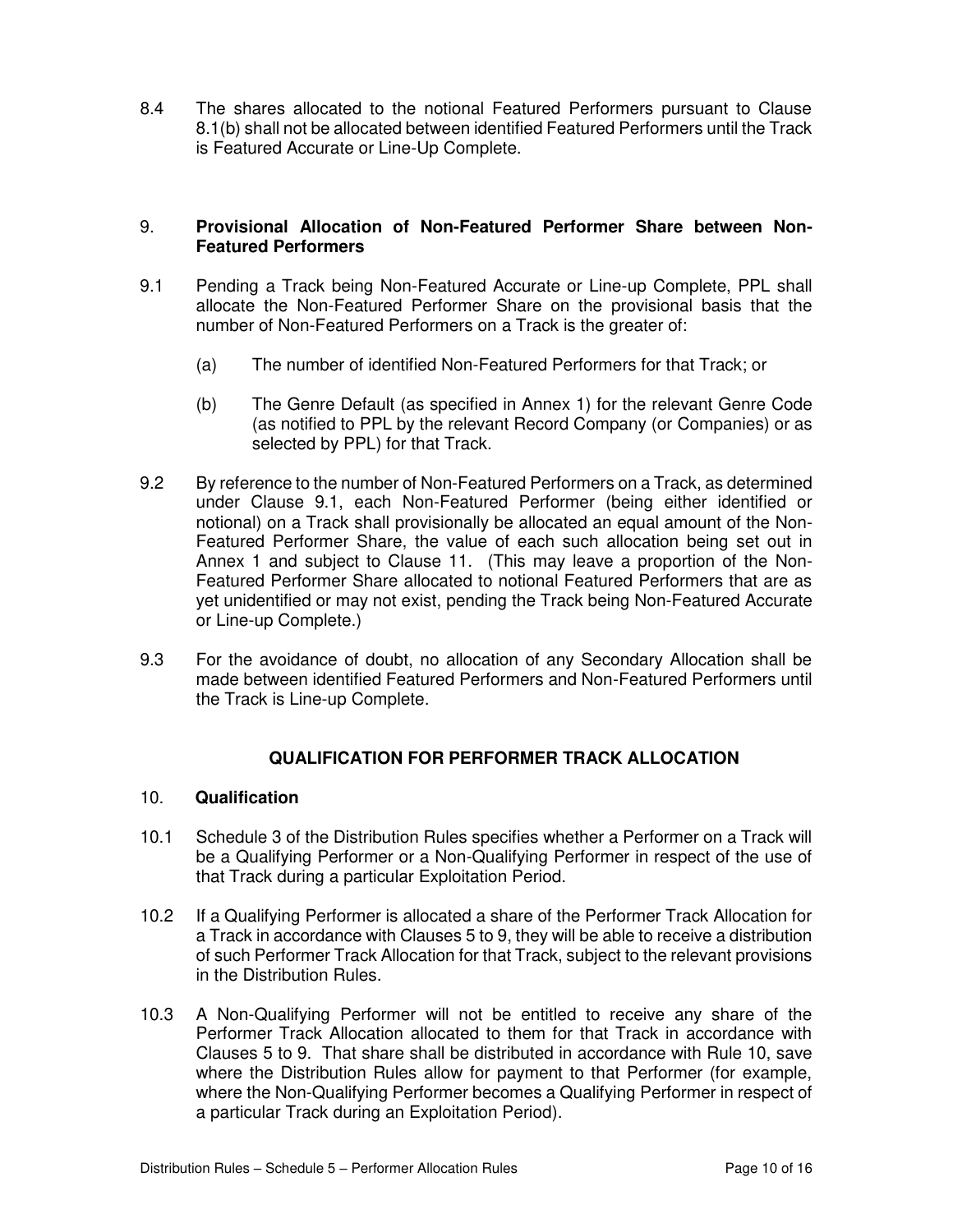8.4 The shares allocated to the notional Featured Performers pursuant to Clause 8.1(b) shall not be allocated between identified Featured Performers until the Track is Featured Accurate or Line-Up Complete.

## 9. Provisional Allocation of Non-Featured Performer Share between Non-Featured Performers

9.1 Pending a Track being Non-Featured Accurate or Line-up Complete, PPL shall allocate the Non-Featured Performer Share on the provisional basis that the number of Non-Featured Performers on a Track is the greater of:

   (a) The number of identified Non-Featured Performers for that Track; or

   (b) The Genre Default (as specified in Annex 1) for the relevant Genre Code (as notified to PPL by the relevant Record Company (or Companies) or as selected by PPL) for that Track.

9.2 By reference to the number of Non-Featured Performers on a Track, as determined under Clause 9.1, each Non-Featured Performer (being either identified or notional) on a Track shall provisionally be allocated an equal amount of the Non-Featured Performer Share, the value of each such allocation being set out in Annex 1 and subject to Clause 11. (This may leave a proportion of the Non-Featured Performer Share allocated to notional Featured Performers that are as yet unidentified or may not exist, pending the Track being Non-Featured Accurate or Line-up Complete.)

9.3 For the avoidance of doubt, no allocation of any Secondary Allocation shall be made between identified Featured Performers and Non-Featured Performers until the Track is Line-up Complete.

# QUALIFICATION FOR PERFORMER TRACK ALLOCATION

## 10. Qualification

10.1 Schedule 3 of the Distribution Rules specifies whether a Performer on a Track will be a Qualifying Performer or a Non-Qualifying Performer in respect of the use of that Track during a particular Exploitation Period.

10.2 If a Qualifying Performer is allocated a share of the Performer Track Allocation for a Track in accordance with Clauses 5 to 9, they will be able to receive a distribution of such Performer Track Allocation for that Track, subject to the relevant provisions in the Distribution Rules.

10.3 A Non-Qualifying Performer will not be entitled to receive any share of the Performer Track Allocation allocated to them for that Track in accordance with Clauses 5 to 9. That share shall be distributed in accordance with Rule 10, save where the Distribution Rules allow for payment to that Performer (for example, where the Non-Qualifying Performer becomes a Qualifying Performer in respect of a particular Track during an Exploitation Period).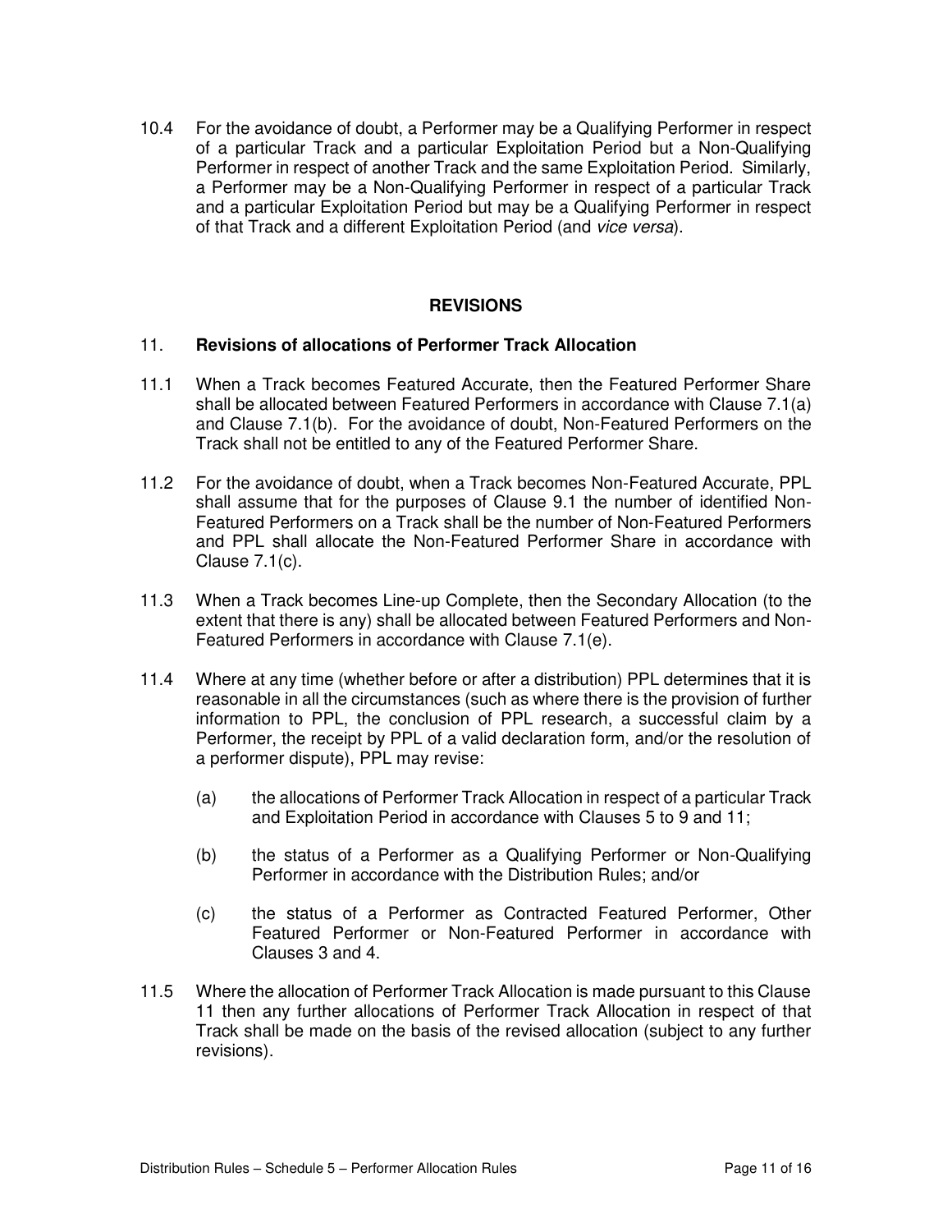10.4 For the avoidance of doubt, a Performer may be a Qualifying Performer in respect of a particular Track and a particular Exploitation Period but a Non-Qualifying Performer in respect of another Track and the same Exploitation Period. Similarly, a Performer may be a Non-Qualifying Performer in respect of a particular Track and a particular Exploitation Period but may be a Qualifying Performer in respect of that Track and a different Exploitation Period (and *vice versa*).

## REVISIONS

### 11. Revisions of allocations of Performer Track Allocation

11.1 When a Track becomes Featured Accurate, then the Featured Performer Share shall be allocated between Featured Performers in accordance with Clause 7.1(a) and Clause 7.1(b). For the avoidance of doubt, Non-Featured Performers on the Track shall not be entitled to any of the Featured Performer Share.

11.2 For the avoidance of doubt, when a Track becomes Non-Featured Accurate, PPL shall assume that for the purposes of Clause 9.1 the number of identified Non-Featured Performers on a Track shall be the number of Non-Featured Performers and PPL shall allocate the Non-Featured Performer Share in accordance with Clause 7.1(c).

11.3 When a Track becomes Line-up Complete, then the Secondary Allocation (to the extent that there is any) shall be allocated between Featured Performers and Non-Featured Performers in accordance with Clause 7.1(e).

11.4 Where at any time (whether before or after a distribution) PPL determines that it is reasonable in all the circumstances (such as where there is the provision of further information to PPL, the conclusion of PPL research, a successful claim by a Performer, the receipt by PPL of a valid declaration form, and/or the resolution of a performer dispute), PPL may revise:

(a) the allocations of Performer Track Allocation in respect of a particular Track and Exploitation Period in accordance with Clauses 5 to 9 and 11;

(b) the status of a Performer as a Qualifying Performer or Non-Qualifying Performer in accordance with the Distribution Rules; and/or

(c) the status of a Performer as Contracted Featured Performer, Other Featured Performer or Non-Featured Performer in accordance with Clauses 3 and 4.

11.5 Where the allocation of Performer Track Allocation is made pursuant to this Clause 11 then any further allocations of Performer Track Allocation in respect of that Track shall be made on the basis of the revised allocation (subject to any further revisions).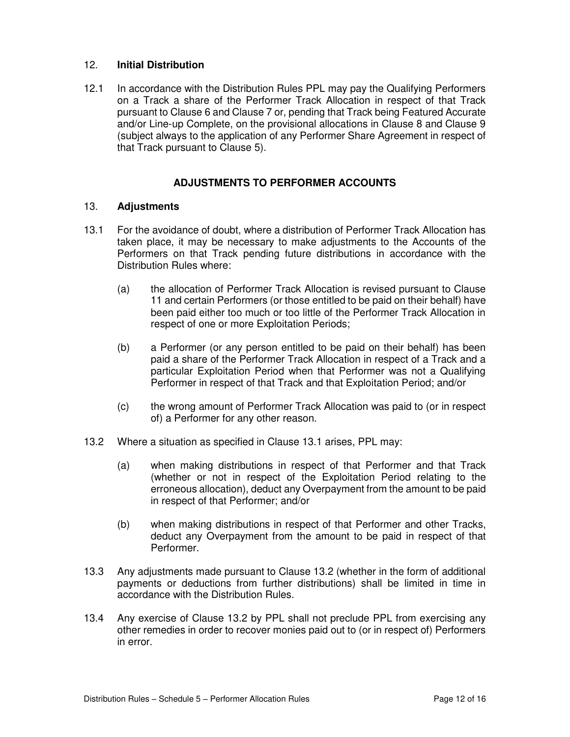## 12. **Initial Distribution**

12.1 In accordance with the Distribution Rules PPL may pay the Qualifying Performers on a Track a share of the Performer Track Allocation in respect of that Track pursuant to Clause 6 and Clause 7 or, pending that Track being Featured Accurate and/or Line-up Complete, on the provisional allocations in Clause 8 and Clause 9 (subject always to the application of any Performer Share Agreement in respect of that Track pursuant to Clause 5).

### ADJUSTMENTS TO PERFORMER ACCOUNTS

## 13. **Adjustments**

13.1 For the avoidance of doubt, where a distribution of Performer Track Allocation has taken place, it may be necessary to make adjustments to the Accounts of the Performers on that Track pending future distributions in accordance with the Distribution Rules where:

(a) the allocation of Performer Track Allocation is revised pursuant to Clause 11 and certain Performers (or those entitled to be paid on their behalf) have been paid either too much or too little of the Performer Track Allocation in respect of one or more Exploitation Periods;

(b) a Performer (or any person entitled to be paid on their behalf) has been paid a share of the Performer Track Allocation in respect of a Track and a particular Exploitation Period when that Performer was not a Qualifying Performer in respect of that Track and that Exploitation Period; and/or

(c) the wrong amount of Performer Track Allocation was paid to (or in respect of) a Performer for any other reason.

13.2 Where a situation as specified in Clause 13.1 arises, PPL may:

(a) when making distributions in respect of that Performer and that Track (whether or not in respect of the Exploitation Period relating to the erroneous allocation), deduct any Overpayment from the amount to be paid in respect of that Performer; and/or

(b) when making distributions in respect of that Performer and other Tracks, deduct any Overpayment from the amount to be paid in respect of that Performer.

13.3 Any adjustments made pursuant to Clause 13.2 (whether in the form of additional payments or deductions from further distributions) shall be limited in time in accordance with the Distribution Rules.

13.4 Any exercise of Clause 13.2 by PPL shall not preclude PPL from exercising any other remedies in order to recover monies paid out to (or in respect of) Performers in error.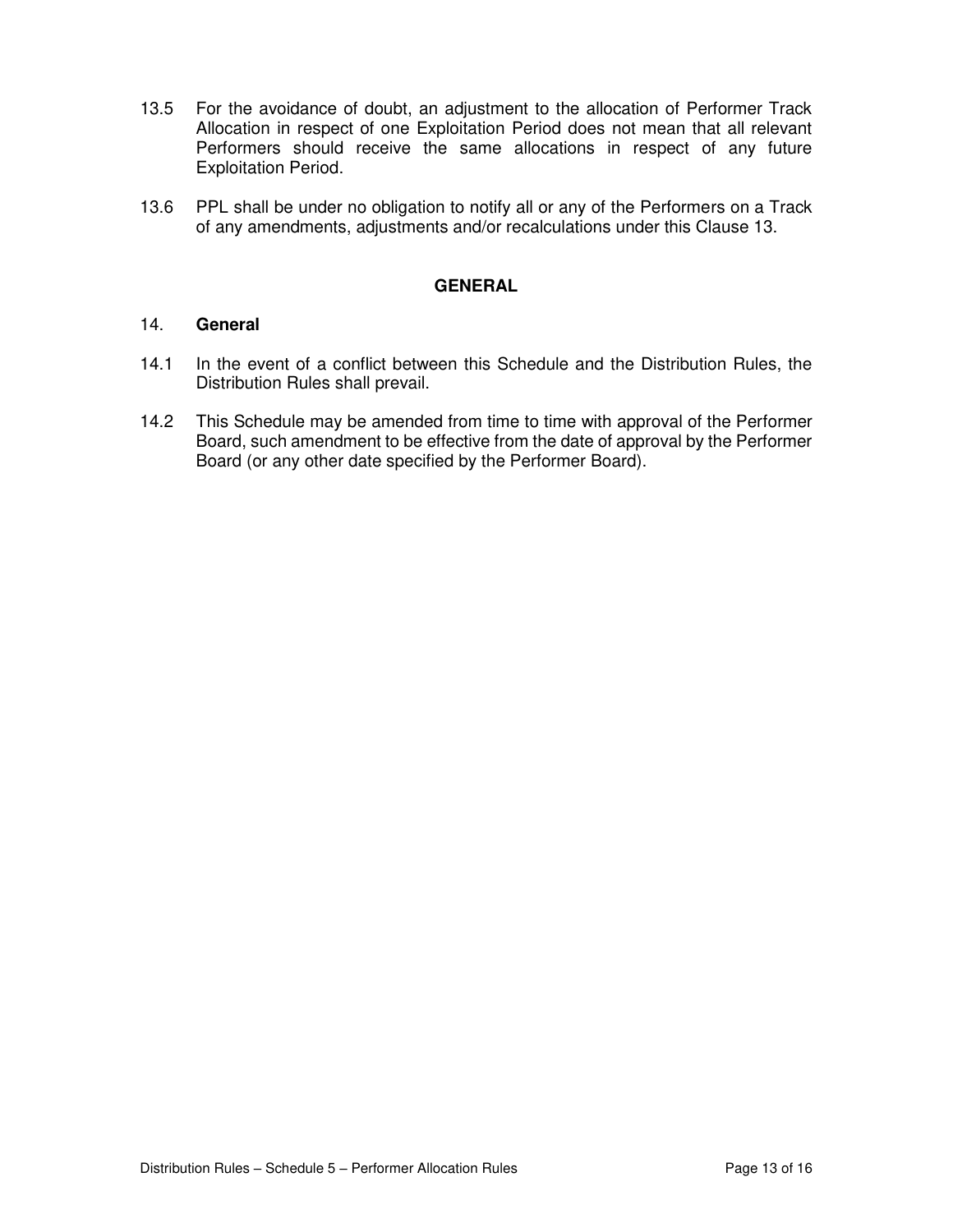13.5 For the avoidance of doubt, an adjustment to the allocation of Performer Track Allocation in respect of one Exploitation Period does not mean that all relevant Performers should receive the same allocations in respect of any future Exploitation Period.

13.6 PPL shall be under no obligation to notify all or any of the Performers on a Track of any amendments, adjustments and/or recalculations under this Clause 13.

## GENERAL

### 14. General

14.1 In the event of a conflict between this Schedule and the Distribution Rules, the Distribution Rules shall prevail.

14.2 This Schedule may be amended from time to time with approval of the Performer Board, such amendment to be effective from the date of approval by the Performer Board (or any other date specified by the Performer Board).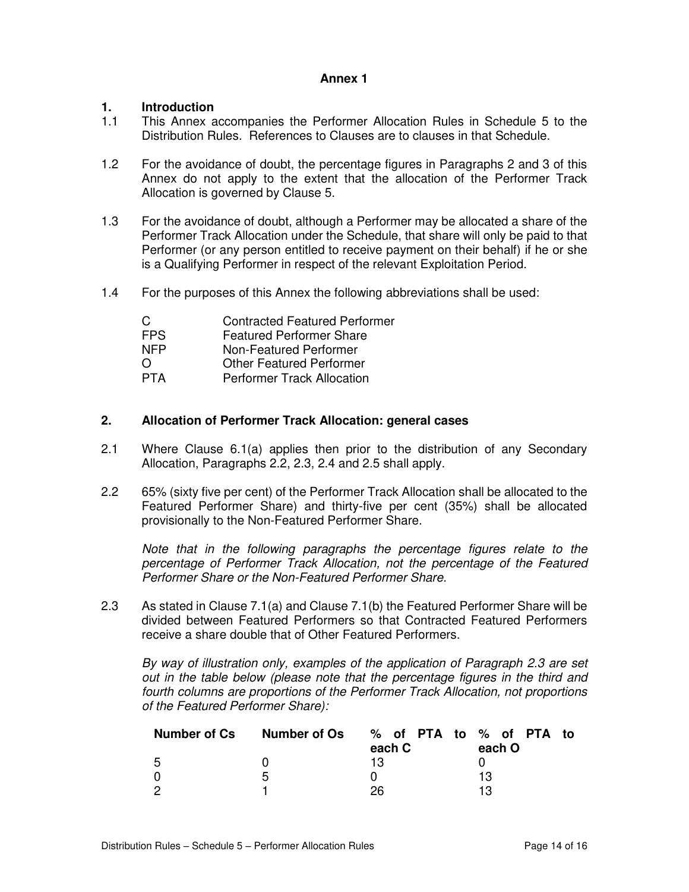# Annex 1

## 1. Introduction

1.1 This Annex accompanies the Performer Allocation Rules in Schedule 5 to the Distribution Rules. References to Clauses are to clauses in that Schedule.

1.2 For the avoidance of doubt, the percentage figures in Paragraphs 2 and 3 of this Annex do not apply to the extent that the allocation of the Performer Track Allocation is governed by Clause 5.

1.3 For the avoidance of doubt, although a Performer may be allocated a share of the Performer Track Allocation under the Schedule, that share will only be paid to that Performer (or any person entitled to receive payment on their behalf) if he or she is a Qualifying Performer in respect of the relevant Exploitation Period.

1.4 For the purposes of this Annex the following abbreviations shall be used:

| | |
|---|---|
| C | Contracted Featured Performer |
| FPS | Featured Performer Share |
| NFP | Non-Featured Performer |
| O | Other Featured Performer |
| PTA | Performer Track Allocation |

## 2. Allocation of Performer Track Allocation: general cases

2.1 Where Clause 6.1(a) applies then prior to the distribution of any Secondary Allocation, Paragraphs 2.2, 2.3, 2.4 and 2.5 shall apply.

2.2 65% (sixty five per cent) of the Performer Track Allocation shall be allocated to the Featured Performer Share) and thirty-five per cent (35%) shall be allocated provisionally to the Non-Featured Performer Share.

*Note that in the following paragraphs the percentage figures relate to the percentage of Performer Track Allocation, not the percentage of the Featured Performer Share or the Non-Featured Performer Share.*

2.3 As stated in Clause 7.1(a) and Clause 7.1(b) the Featured Performer Share will be divided between Featured Performers so that Contracted Featured Performers receive a share double that of Other Featured Performers.

*By way of illustration only, examples of the application of Paragraph 2.3 are set out in the table below (please note that the percentage figures in the third and fourth columns are proportions of the Performer Track Allocation, not proportions of the Featured Performer Share):*

| Number of Cs | Number of Os | % of PTA to each C | % of PTA to each O |
|---|---|---|---|
| 5 | 0 | 13 | 0 |
| 0 | 5 | 0 | 13 |
| 2 | 1 | 26 | 13 |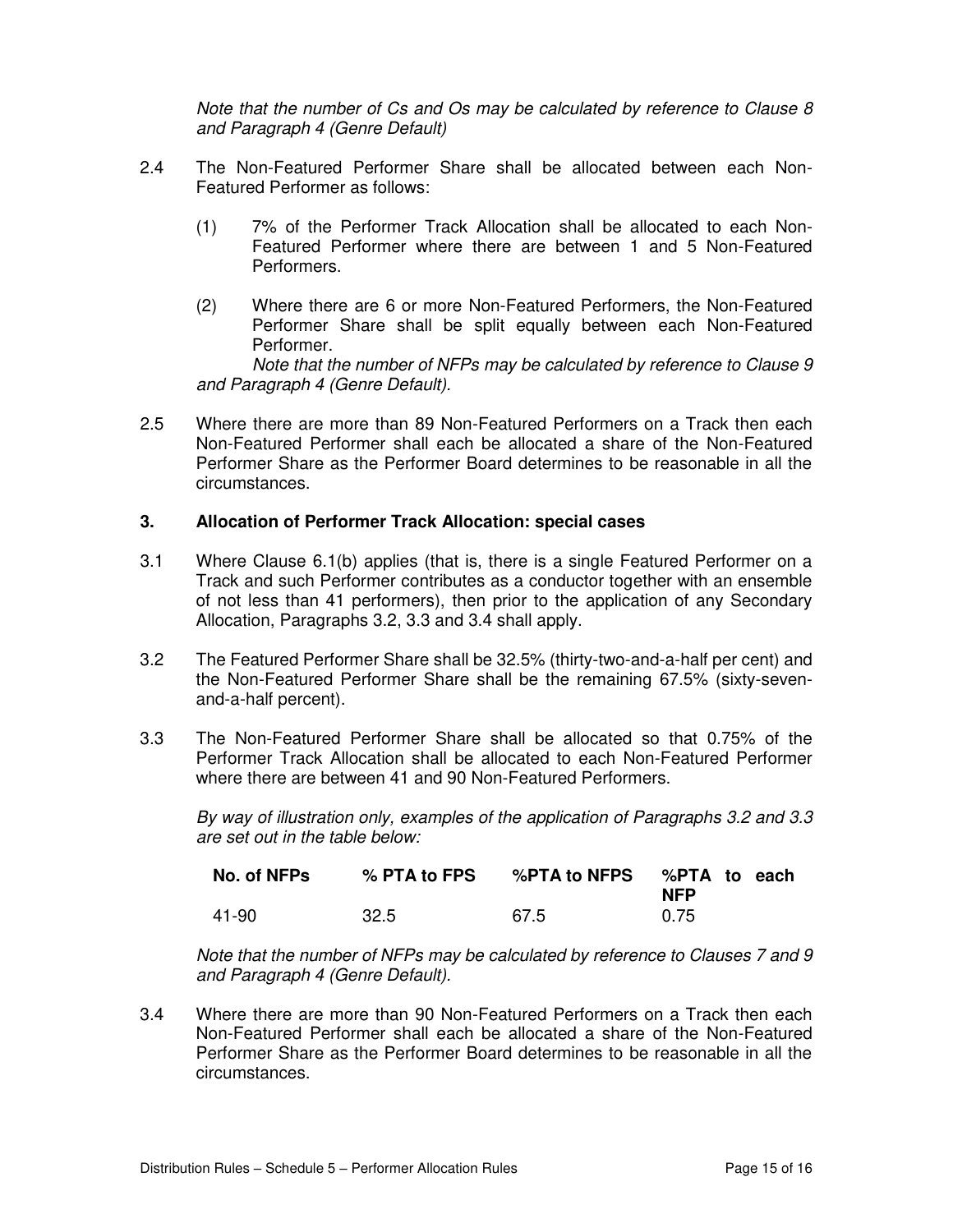*Note that the number of Cs and Os may be calculated by reference to Clause 8 and Paragraph 4 (Genre Default)*

2.4 The Non-Featured Performer Share shall be allocated between each Non-Featured Performer as follows:

(1) 7% of the Performer Track Allocation shall be allocated to each Non-Featured Performer where there are between 1 and 5 Non-Featured Performers.

(2) Where there are 6 or more Non-Featured Performers, the Non-Featured Performer Share shall be split equally between each Non-Featured Performer.
*Note that the number of NFPs may be calculated by reference to Clause 9 and Paragraph 4 (Genre Default).*

2.5 Where there are more than 89 Non-Featured Performers on a Track then each Non-Featured Performer shall each be allocated a share of the Non-Featured Performer Share as the Performer Board determines to be reasonable in all the circumstances.

## 3. Allocation of Performer Track Allocation: special cases

3.1 Where Clause 6.1(b) applies (that is, there is a single Featured Performer on a Track and such Performer contributes as a conductor together with an ensemble of not less than 41 performers), then prior to the application of any Secondary Allocation, Paragraphs 3.2, 3.3 and 3.4 shall apply.

3.2 The Featured Performer Share shall be 32.5% (thirty-two-and-a-half per cent) and the Non-Featured Performer Share shall be the remaining 67.5% (sixty-seven-and-a-half percent).

3.3 The Non-Featured Performer Share shall be allocated so that 0.75% of the Performer Track Allocation shall be allocated to each Non-Featured Performer where there are between 41 and 90 Non-Featured Performers.

*By way of illustration only, examples of the application of Paragraphs 3.2 and 3.3 are set out in the table below:*

| No. of NFPs | % PTA to FPS | %PTA to NFPS | %PTA to each NFP |
|---|---|---|---|
| 41-90 | 32.5 | 67.5 | 0.75 |

*Note that the number of NFPs may be calculated by reference to Clauses 7 and 9 and Paragraph 4 (Genre Default).*

3.4 Where there are more than 90 Non-Featured Performers on a Track then each Non-Featured Performer shall each be allocated a share of the Non-Featured Performer Share as the Performer Board determines to be reasonable in all the circumstances.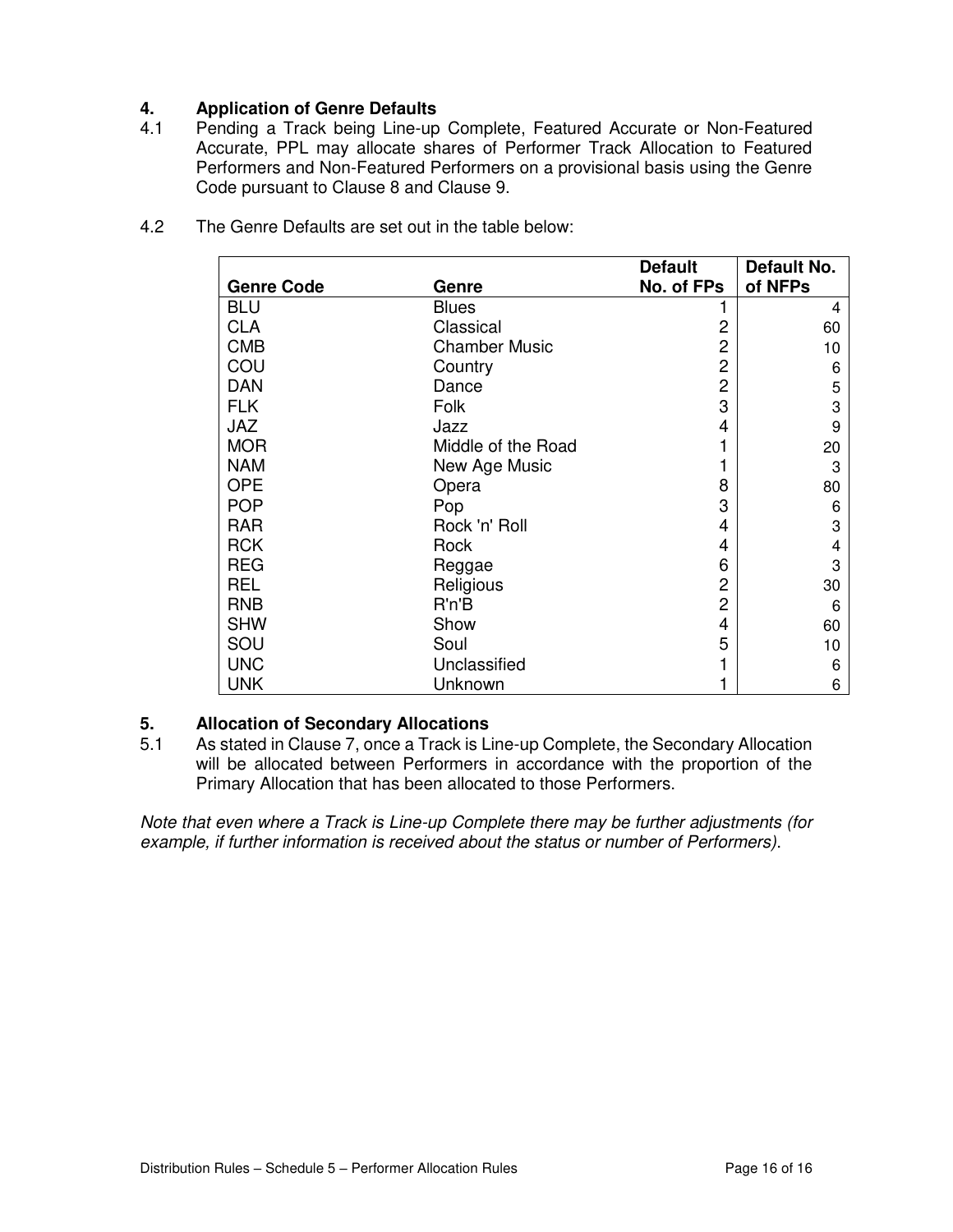## 4. Application of Genre Defaults

4.1 Pending a Track being Line-up Complete, Featured Accurate or Non-Featured Accurate, PPL may allocate shares of Performer Track Allocation to Featured Performers and Non-Featured Performers on a provisional basis using the Genre Code pursuant to Clause 8 and Clause 9.

4.2 The Genre Defaults are set out in the table below:

| Genre Code | Genre | Default No. of FPs | Default No. of NFPs |
|---|---|---|---|
| BLU | Blues | 1 | 4 |
| CLA | Classical | 2 | 60 |
| CMB | Chamber Music | 2 | 10 |
| COU | Country | 2 | 6 |
| DAN | Dance | 2 | 5 |
| FLK | Folk | 3 | 3 |
| JAZ | Jazz | 4 | 9 |
| MOR | Middle of the Road | 1 | 20 |
| NAM | New Age Music | 1 | 3 |
| OPE | Opera | 8 | 80 |
| POP | Pop | 3 | 6 |
| RAR | Rock 'n' Roll | 4 | 3 |
| RCK | Rock | 4 | 4 |
| REG | Reggae | 6 | 3 |
| REL | Religious | 2 | 30 |
| RNB | R'n'B | 2 | 6 |
| SHW | Show | 4 | 60 |
| SOU | Soul | 5 | 10 |
| UNC | Unclassified | 1 | 6 |
| UNK | Unknown | 1 | 6 |

## 5. Allocation of Secondary Allocations

5.1 As stated in Clause 7, once a Track is Line-up Complete, the Secondary Allocation will be allocated between Performers in accordance with the proportion of the Primary Allocation that has been allocated to those Performers.

*Note that even where a Track is Line-up Complete there may be further adjustments (for example, if further information is received about the status or number of Performers).*